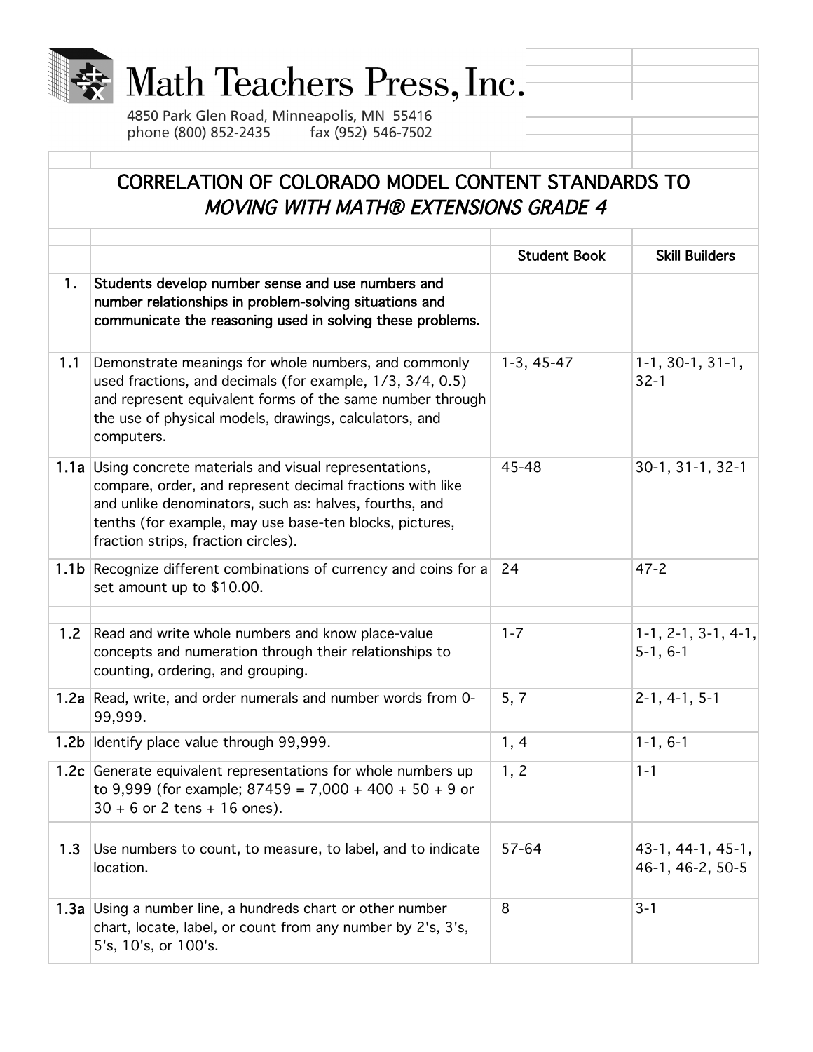Math Teachers Press, Inc.

4850 Park Glen Road, Minneapolis, MN 55416
phone (800) 852-2435 fax (952) 546-7502

# CORRELATION OF COLORADO MODEL CONTENT STANDARDS TO *MOVING WITH MATH® EXTENSIONS GRADE 4*

| | | Student Book | Skill Builders |
|---|---|---|---|
| **1.** | **Students develop number sense and use numbers and number relationships in problem-solving situations and communicate the reasoning used in solving these problems.** | | |
| **1.1** | Demonstrate meanings for whole numbers, and commonly used fractions, and decimals (for example, 1/3, 3/4, 0.5) and represent equivalent forms of the same number through the use of physical models, drawings, calculators, and computers. | 1-3, 45-47 | 1-1, 30-1, 31-1, 32-1 |
| **1.1a** | Using concrete materials and visual representations, compare, order, and represent decimal fractions with like and unlike denominators, such as: halves, fourths, and tenths (for example, may use base-ten blocks, pictures, fraction strips, fraction circles). | 45-48 | 30-1, 31-1, 32-1 |
| **1.1b** | Recognize different combinations of currency and coins for a set amount up to $10.00. | 24 | 47-2 |
| **1.2** | Read and write whole numbers and know place-value concepts and numeration through their relationships to counting, ordering, and grouping. | 1-7 | 1-1, 2-1, 3-1, 4-1, 5-1, 6-1 |
| **1.2a** | Read, write, and order numerals and number words from 0-99,999. | 5, 7 | 2-1, 4-1, 5-1 |
| **1.2b** | Identify place value through 99,999. | 1, 4 | 1-1, 6-1 |
| **1.2c** | Generate equivalent representations for whole numbers up to 9,999 (for example; 87459 = 7,000 + 400 + 50 + 9 or 30 + 6 or 2 tens + 16 ones). | 1, 2 | 1-1 |
| **1.3** | Use numbers to count, to measure, to label, and to indicate location. | 57-64 | 43-1, 44-1, 45-1, 46-1, 46-2, 50-5 |
| **1.3a** | Using a number line, a hundreds chart or other number chart, locate, label, or count from any number by 2's, 3's, 5's, 10's, or 100's. | 8 | 3-1 |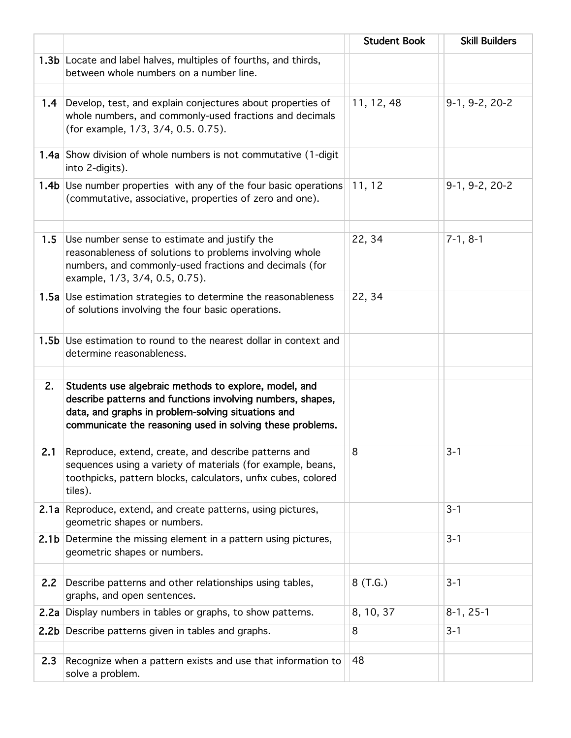| | | Student Book | Skill Builders |
|---|---|---|---|
| **1.3b** | Locate and label halves, multiples of fourths, and thirds, between whole numbers on a number line. | | |
| | | | |
| **1.4** | Develop, test, and explain conjectures about properties of whole numbers, and commonly-used fractions and decimals (for example, 1/3, 3/4, 0.5. 0.75). | 11, 12, 48 | 9-1, 9-2, 20-2 |
| **1.4a** | Show division of whole numbers is not commutative (1-digit into 2-digits). | | |
| **1.4b** | Use number properties with any of the four basic operations (commutative, associative, properties of zero and one). | 11, 12 | 9-1, 9-2, 20-2 |
| | | | |
| **1.5** | Use number sense to estimate and justify the reasonableness of solutions to problems involving whole numbers, and commonly-used fractions and decimals (for example, 1/3, 3/4, 0.5, 0.75). | 22, 34 | 7-1, 8-1 |
| **1.5a** | Use estimation strategies to determine the reasonableness of solutions involving the four basic operations. | 22, 34 | |
| **1.5b** | Use estimation to round to the nearest dollar in context and determine reasonableness. | | |
| | | | |
| **2.** | **Students use algebraic methods to explore, model, and describe patterns and functions involving numbers, shapes, data, and graphs in problem-solving situations and communicate the reasoning used in solving these problems.** | | |
| **2.1** | Reproduce, extend, create, and describe patterns and sequences using a variety of materials (for example, beans, toothpicks, pattern blocks, calculators, unfix cubes, colored tiles). | 8 | 3-1 |
| **2.1a** | Reproduce, extend, and create patterns, using pictures, geometric shapes or numbers. | | 3-1 |
| **2.1b** | Determine the missing element in a pattern using pictures, geometric shapes or numbers. | | 3-1 |
| | | | |
| **2.2** | Describe patterns and other relationships using tables, graphs, and open sentences. | 8 (T.G.) | 3-1 |
| **2.2a** | Display numbers in tables or graphs, to show patterns. | 8, 10, 37 | 8-1, 25-1 |
| **2.2b** | Describe patterns given in tables and graphs. | 8 | 3-1 |
| | | | |
| **2.3** | Recognize when a pattern exists and use that information to solve a problem. | 48 | |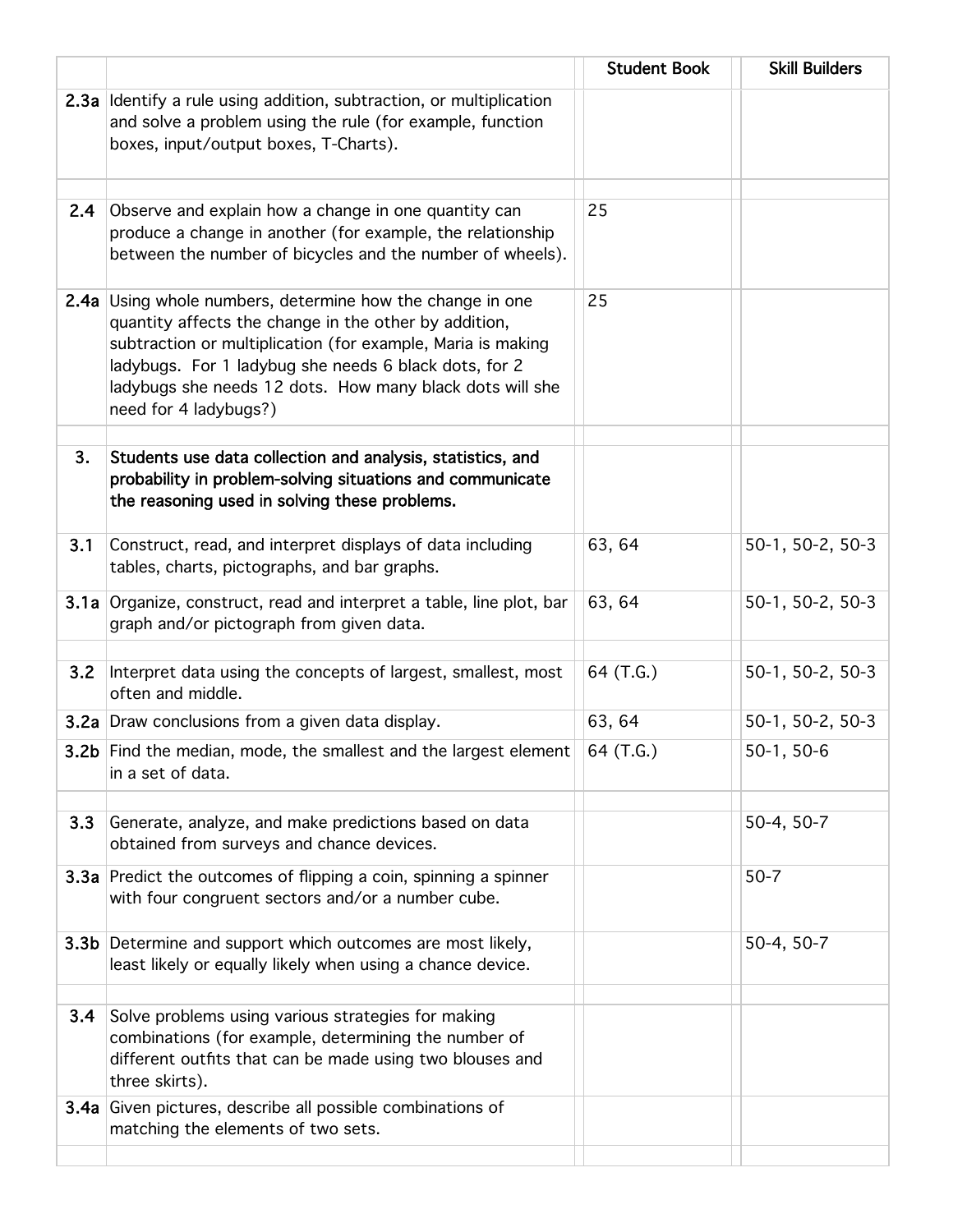| | | Student Book | Skill Builders |
|---|---|---|---|
| **2.3a** | Identify a rule using addition, subtraction, or multiplication and solve a problem using the rule (for example, function boxes, input/output boxes, T-Charts). | | |
| | | | |
| **2.4** | Observe and explain how a change in one quantity can produce a change in another (for example, the relationship between the number of bicycles and the number of wheels). | 25 | |
| **2.4a** | Using whole numbers, determine how the change in one quantity affects the change in the other by addition, subtraction or multiplication (for example, Maria is making ladybugs. For 1 ladybug she needs 6 black dots, for 2 ladybugs she needs 12 dots. How many black dots will she need for 4 ladybugs?) | 25 | |
| | | | |
| **3.** | **Students use data collection and analysis, statistics, and probability in problem-solving situations and communicate the reasoning used in solving these problems.** | | |
| **3.1** | Construct, read, and interpret displays of data including tables, charts, pictographs, and bar graphs. | 63, 64 | 50-1, 50-2, 50-3 |
| **3.1a** | Organize, construct, read and interpret a table, line plot, bar graph and/or pictograph from given data. | 63, 64 | 50-1, 50-2, 50-3 |
| | | | |
| **3.2** | Interpret data using the concepts of largest, smallest, most often and middle. | 64 (T.G.) | 50-1, 50-2, 50-3 |
| **3.2a** | Draw conclusions from a given data display. | 63, 64 | 50-1, 50-2, 50-3 |
| **3.2b** | Find the median, mode, the smallest and the largest element in a set of data. | 64 (T.G.) | 50-1, 50-6 |
| | | | |
| **3.3** | Generate, analyze, and make predictions based on data obtained from surveys and chance devices. | | 50-4, 50-7 |
| **3.3a** | Predict the outcomes of flipping a coin, spinning a spinner with four congruent sectors and/or a number cube. | | 50-7 |
| **3.3b** | Determine and support which outcomes are most likely, least likely or equally likely when using a chance device. | | 50-4, 50-7 |
| | | | |
| **3.4** | Solve problems using various strategies for making combinations (for example, determining the number of different outfits that can be made using two blouses and three skirts). | | |
| **3.4a** | Given pictures, describe all possible combinations of matching the elements of two sets. | | |
| | | | |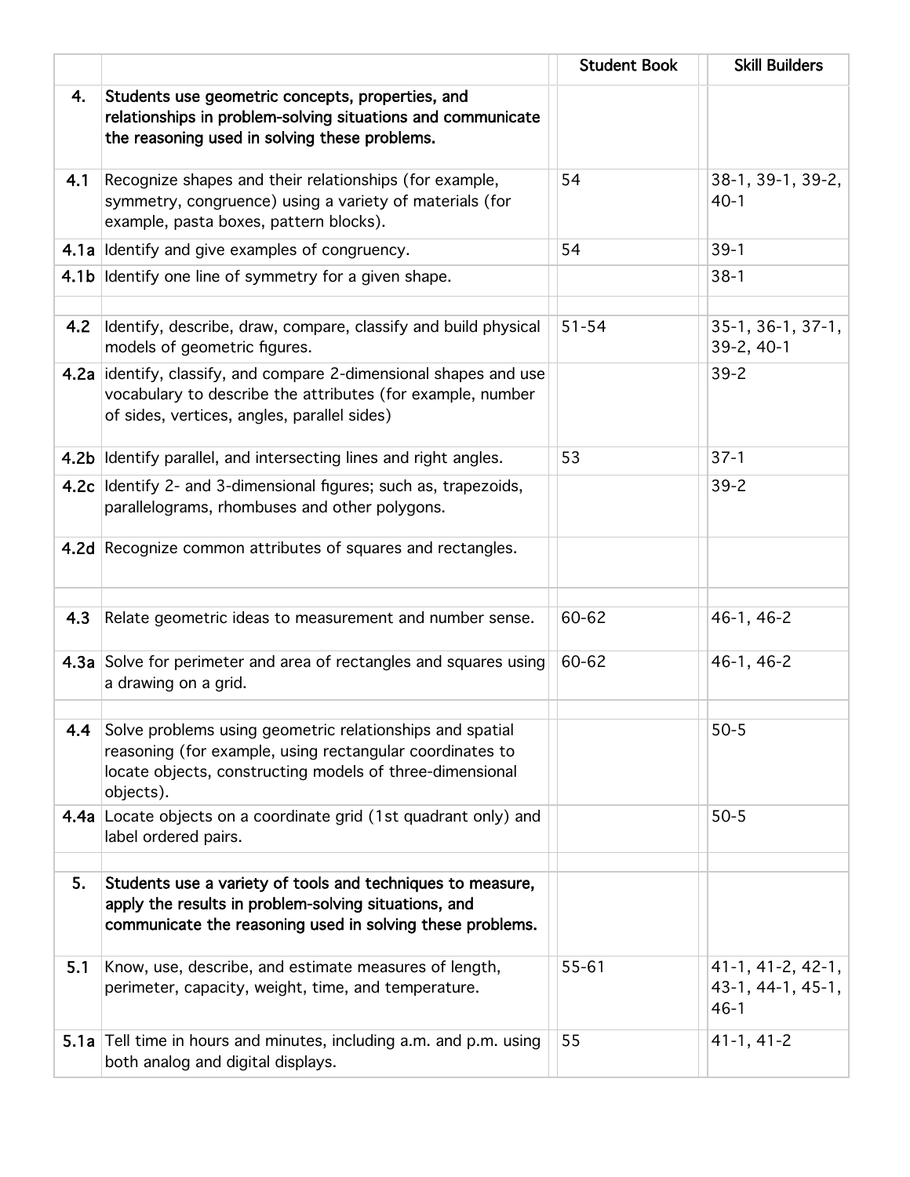| | | Student Book | Skill Builders |
|---|---|---|---|
| **4.** | **Students use geometric concepts, properties, and relationships in problem-solving situations and communicate the reasoning used in solving these problems.** | | |
| **4.1** | Recognize shapes and their relationships (for example, symmetry, congruence) using a variety of materials (for example, pasta boxes, pattern blocks). | 54 | 38-1, 39-1, 39-2, 40-1 |
| **4.1a** | Identify and give examples of congruency. | 54 | 39-1 |
| **4.1b** | Identify one line of symmetry for a given shape. | | 38-1 |
| | | | |
| **4.2** | Identify, describe, draw, compare, classify and build physical models of geometric figures. | 51-54 | 35-1, 36-1, 37-1, 39-2, 40-1 |
| **4.2a** | identify, classify, and compare 2-dimensional shapes and use vocabulary to describe the attributes (for example, number of sides, vertices, angles, parallel sides) | | 39-2 |
| **4.2b** | Identify parallel, and intersecting lines and right angles. | 53 | 37-1 |
| **4.2c** | Identify 2- and 3-dimensional figures; such as, trapezoids, parallelograms, rhombuses and other polygons. | | 39-2 |
| **4.2d** | Recognize common attributes of squares and rectangles. | | |
| | | | |
| **4.3** | Relate geometric ideas to measurement and number sense. | 60-62 | 46-1, 46-2 |
| **4.3a** | Solve for perimeter and area of rectangles and squares using a drawing on a grid. | 60-62 | 46-1, 46-2 |
| | | | |
| **4.4** | Solve problems using geometric relationships and spatial reasoning (for example, using rectangular coordinates to locate objects, constructing models of three-dimensional objects). | | 50-5 |
| **4.4a** | Locate objects on a coordinate grid (1st quadrant only) and label ordered pairs. | | 50-5 |
| | | | |
| **5.** | **Students use a variety of tools and techniques to measure, apply the results in problem-solving situations, and communicate the reasoning used in solving these problems.** | | |
| **5.1** | Know, use, describe, and estimate measures of length, perimeter, capacity, weight, time, and temperature. | 55-61 | 41-1, 41-2, 42-1, 43-1, 44-1, 45-1, 46-1 |
| **5.1a** | Tell time in hours and minutes, including a.m. and p.m. using both analog and digital displays. | 55 | 41-1, 41-2 |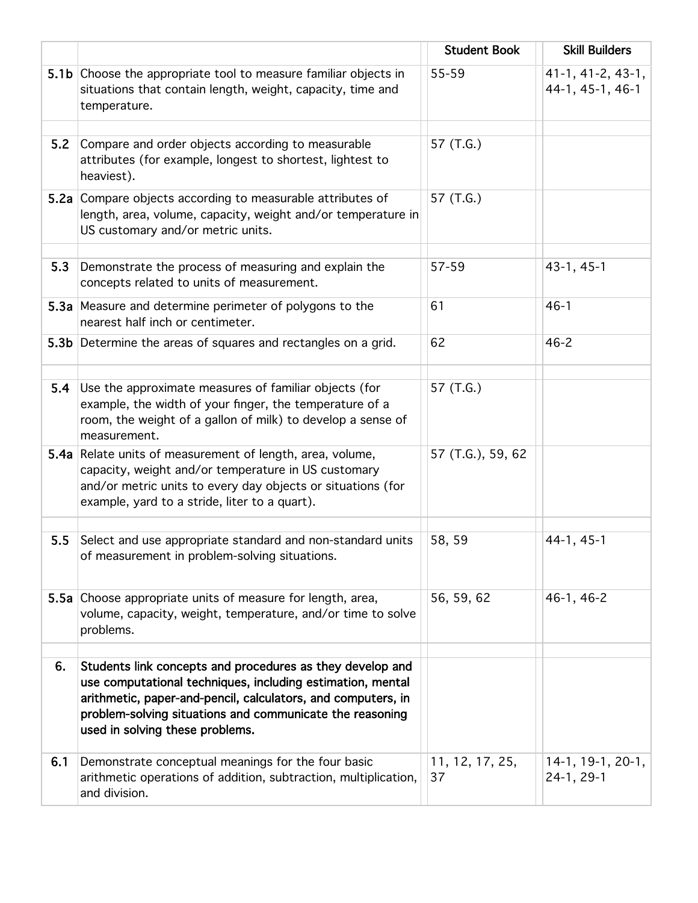| | | Student Book | Skill Builders |
|---|---|---|---|
| **5.1b** | Choose the appropriate tool to measure familiar objects in situations that contain length, weight, capacity, time and temperature. | 55-59 | 41-1, 41-2, 43-1, 44-1, 45-1, 46-1 |
| | | | |
| **5.2** | Compare and order objects according to measurable attributes (for example, longest to shortest, lightest to heaviest). | 57 (T.G.) | |
| **5.2a** | Compare objects according to measurable attributes of length, area, volume, capacity, weight and/or temperature in US customary and/or metric units. | 57 (T.G.) | |
| | | | |
| **5.3** | Demonstrate the process of measuring and explain the concepts related to units of measurement. | 57-59 | 43-1, 45-1 |
| **5.3a** | Measure and determine perimeter of polygons to the nearest half inch or centimeter. | 61 | 46-1 |
| **5.3b** | Determine the areas of squares and rectangles on a grid. | 62 | 46-2 |
| | | | |
| **5.4** | Use the approximate measures of familiar objects (for example, the width of your finger, the temperature of a room, the weight of a gallon of milk) to develop a sense of measurement. | 57 (T.G.) | |
| **5.4a** | Relate units of measurement of length, area, volume, capacity, weight and/or temperature in US customary and/or metric units to every day objects or situations (for example, yard to a stride, liter to a quart). | 57 (T.G.), 59, 62 | |
| | | | |
| **5.5** | Select and use appropriate standard and non-standard units of measurement in problem-solving situations. | 58, 59 | 44-1, 45-1 |
| **5.5a** | Choose appropriate units of measure for length, area, volume, capacity, weight, temperature, and/or time to solve problems. | 56, 59, 62 | 46-1, 46-2 |
| | | | |
| **6.** | **Students link concepts and procedures as they develop and use computational techniques, including estimation, mental arithmetic, paper-and-pencil, calculators, and computers, in problem-solving situations and communicate the reasoning used in solving these problems.** | | |
| **6.1** | Demonstrate conceptual meanings for the four basic arithmetic operations of addition, subtraction, multiplication, and division. | 11, 12, 17, 25, 37 | 14-1, 19-1, 20-1, 24-1, 29-1 |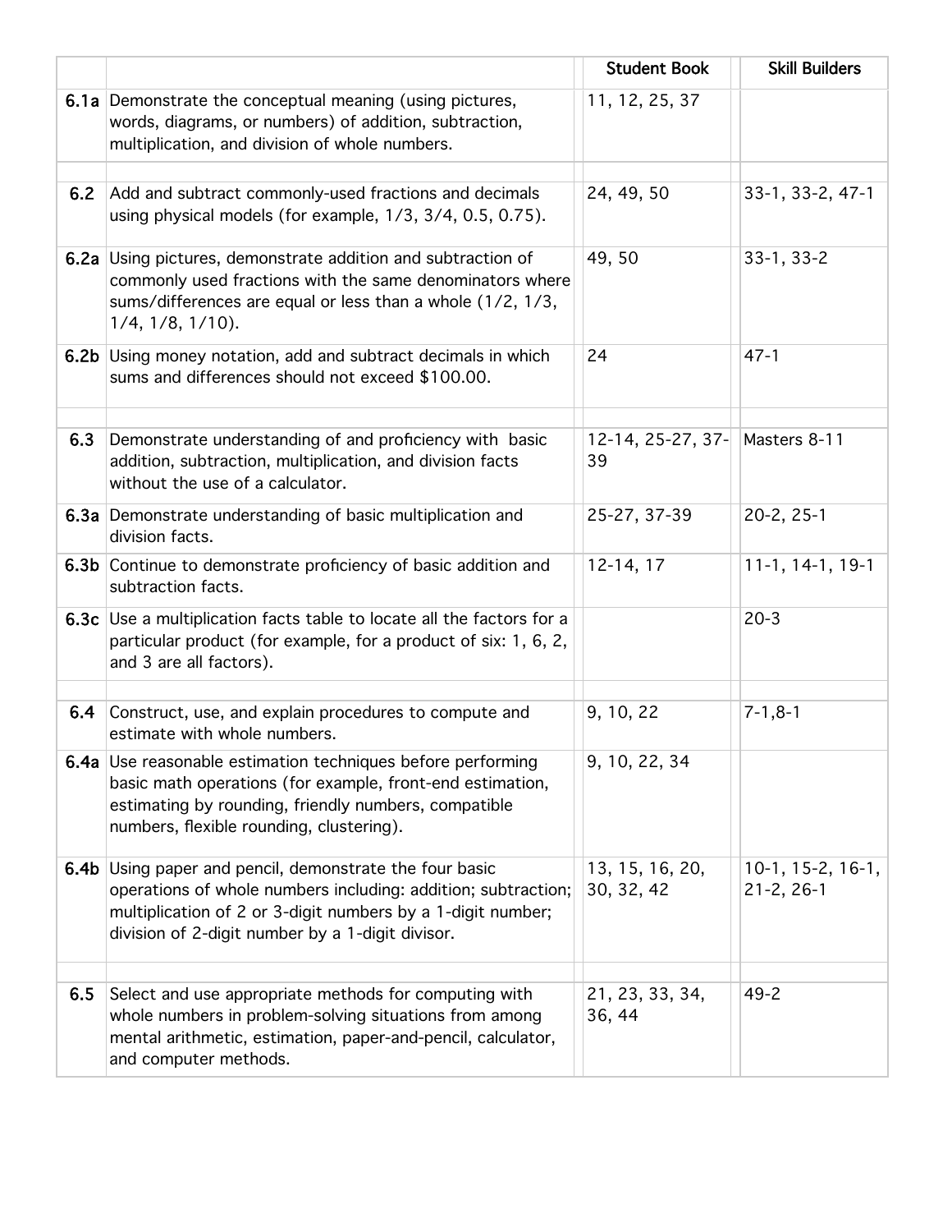| | | Student Book | Skill Builders |
|---|---|---|---|
| **6.1a** | Demonstrate the conceptual meaning (using pictures, words, diagrams, or numbers) of addition, subtraction, multiplication, and division of whole numbers. | 11, 12, 25, 37 | |
| | | | |
| **6.2** | Add and subtract commonly-used fractions and decimals using physical models (for example, 1/3, 3/4, 0.5, 0.75). | 24, 49, 50 | 33-1, 33-2, 47-1 |
| **6.2a** | Using pictures, demonstrate addition and subtraction of commonly used fractions with the same denominators where sums/differences are equal or less than a whole (1/2, 1/3, 1/4, 1/8, 1/10). | 49, 50 | 33-1, 33-2 |
| **6.2b** | Using money notation, add and subtract decimals in which sums and differences should not exceed $100.00. | 24 | 47-1 |
| | | | |
| **6.3** | Demonstrate understanding of and proficiency with basic addition, subtraction, multiplication, and division facts without the use of a calculator. | 12-14, 25-27, 37-39 | Masters 8-11 |
| **6.3a** | Demonstrate understanding of basic multiplication and division facts. | 25-27, 37-39 | 20-2, 25-1 |
| **6.3b** | Continue to demonstrate proficiency of basic addition and subtraction facts. | 12-14, 17 | 11-1, 14-1, 19-1 |
| **6.3c** | Use a multiplication facts table to locate all the factors for a particular product (for example, for a product of six: 1, 6, 2, and 3 are all factors). | | 20-3 |
| | | | |
| **6.4** | Construct, use, and explain procedures to compute and estimate with whole numbers. | 9, 10, 22 | 7-1,8-1 |
| **6.4a** | Use reasonable estimation techniques before performing basic math operations (for example, front-end estimation, estimating by rounding, friendly numbers, compatible numbers, flexible rounding, clustering). | 9, 10, 22, 34 | |
| **6.4b** | Using paper and pencil, demonstrate the four basic operations of whole numbers including: addition; subtraction; multiplication of 2 or 3-digit numbers by a 1-digit number; division of 2-digit number by a 1-digit divisor. | 13, 15, 16, 20, 30, 32, 42 | 10-1, 15-2, 16-1, 21-2, 26-1 |
| | | | |
| **6.5** | Select and use appropriate methods for computing with whole numbers in problem-solving situations from among mental arithmetic, estimation, paper-and-pencil, calculator, and computer methods. | 21, 23, 33, 34, 36, 44 | 49-2 |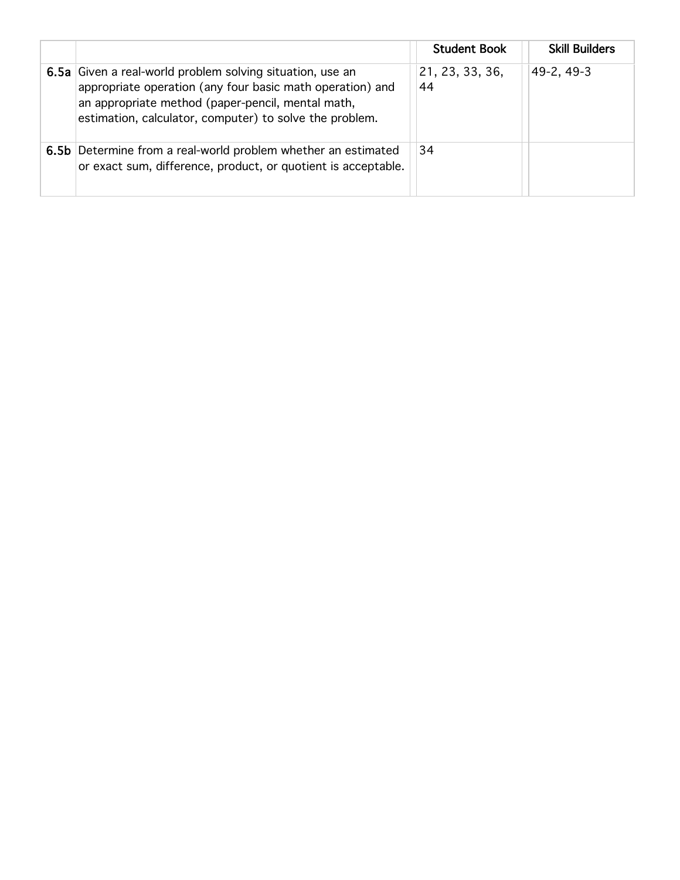| | | Student Book | Skill Builders |
|---|---|---|---|
| **6.5a** | Given a real-world problem solving situation, use an appropriate operation (any four basic math operation) and an appropriate method (paper-pencil, mental math, estimation, calculator, computer) to solve the problem. | 21, 23, 33, 36, 44 | 49-2, 49-3 |
| **6.5b** | Determine from a real-world problem whether an estimated or exact sum, difference, product, or quotient is acceptable. | 34 | |